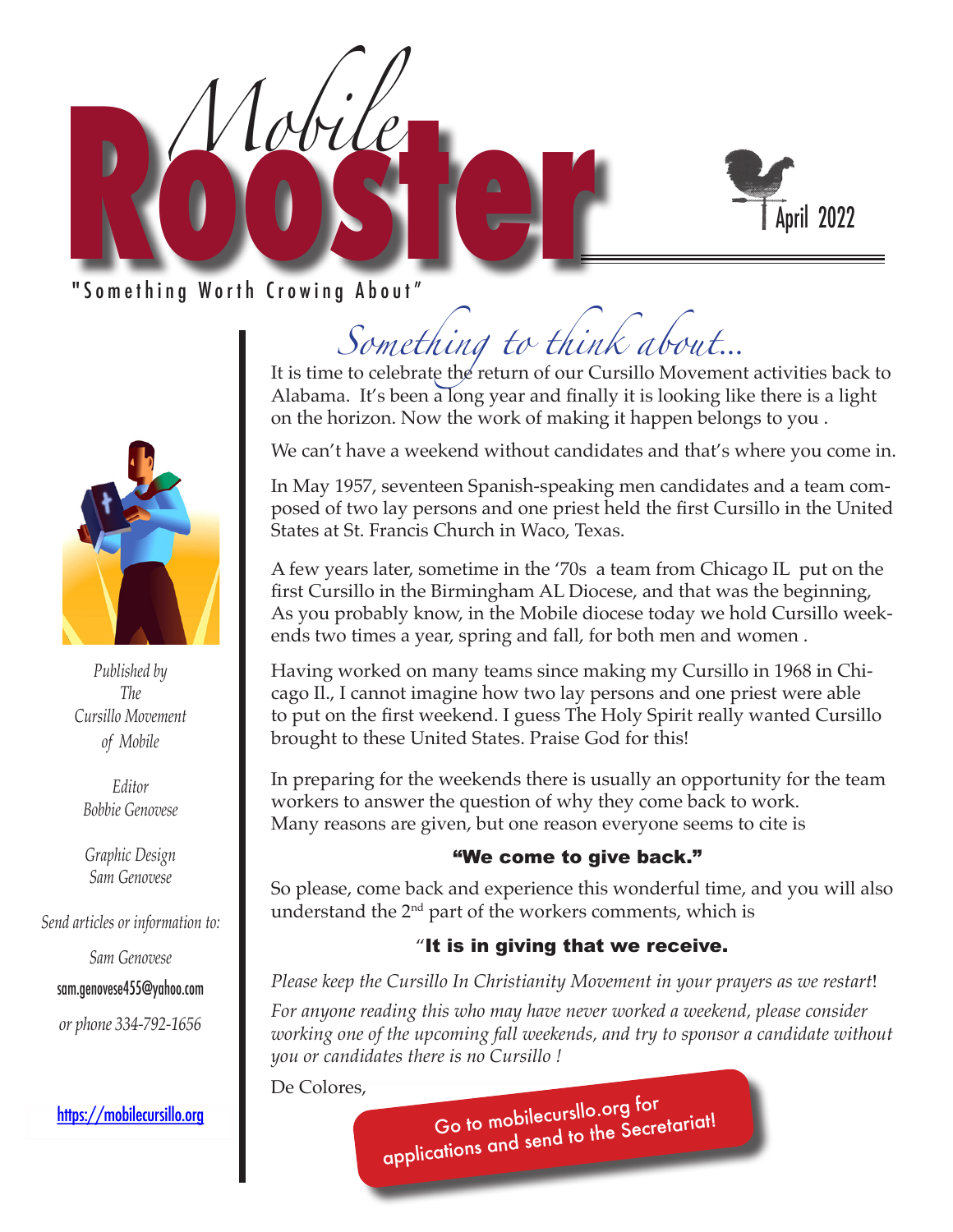# Mobile Rooster

April 2022

"Something Worth Crowing About"

*Published by The Cursillo Movement of Mobile*

*Editor*
*Bobbie Genovese*

*Graphic Design*
*Sam Genovese*

*Send articles or information to:*

*Sam Genovese*
sam.genovese455@yahoo.com
*or phone 334-792-1656*

https://mobilecursillo.org

## *Something to think about...*

It is time to celebrate the return of our Cursillo Movement activities back to Alabama. It's been a long year and finally it is looking like there is a light on the horizon. Now the work of making it happen belongs to you .

We can't have a weekend without candidates and that's where you come in.

In May 1957, seventeen Spanish-speaking men candidates and a team composed of two lay persons and one priest held the first Cursillo in the United States at St. Francis Church in Waco, Texas.

A few years later, sometime in the '70s a team from Chicago IL put on the first Cursillo in the Birmingham AL Diocese, and that was the beginning, As you probably know, in the Mobile diocese today we hold Cursillo weekends two times a year, spring and fall, for both men and women .

Having worked on many teams since making my Cursillo in 1968 in Chicago Il., I cannot imagine how two lay persons and one priest were able to put on the first weekend. I guess The Holy Spirit really wanted Cursillo brought to these United States. Praise God for this!

In preparing for the weekends there is usually an opportunity for the team workers to answer the question of why they come back to work. Many reasons are given, but one reason everyone seems to cite is

**"We come to give back."**

So please, come back and experience this wonderful time, and you will also understand the 2nd part of the workers comments, which is

"**It is in giving that we receive.**

*Please keep the Cursillo In Christianity Movement in your prayers as we restart*!

*For anyone reading this who may have never worked a weekend, please consider working one of the upcoming fall weekends, and try to sponsor a candidate without you or candidates there is no Cursillo !*

De Colores,

Go to mobilecursllo.org for applications and send to the Secretariat!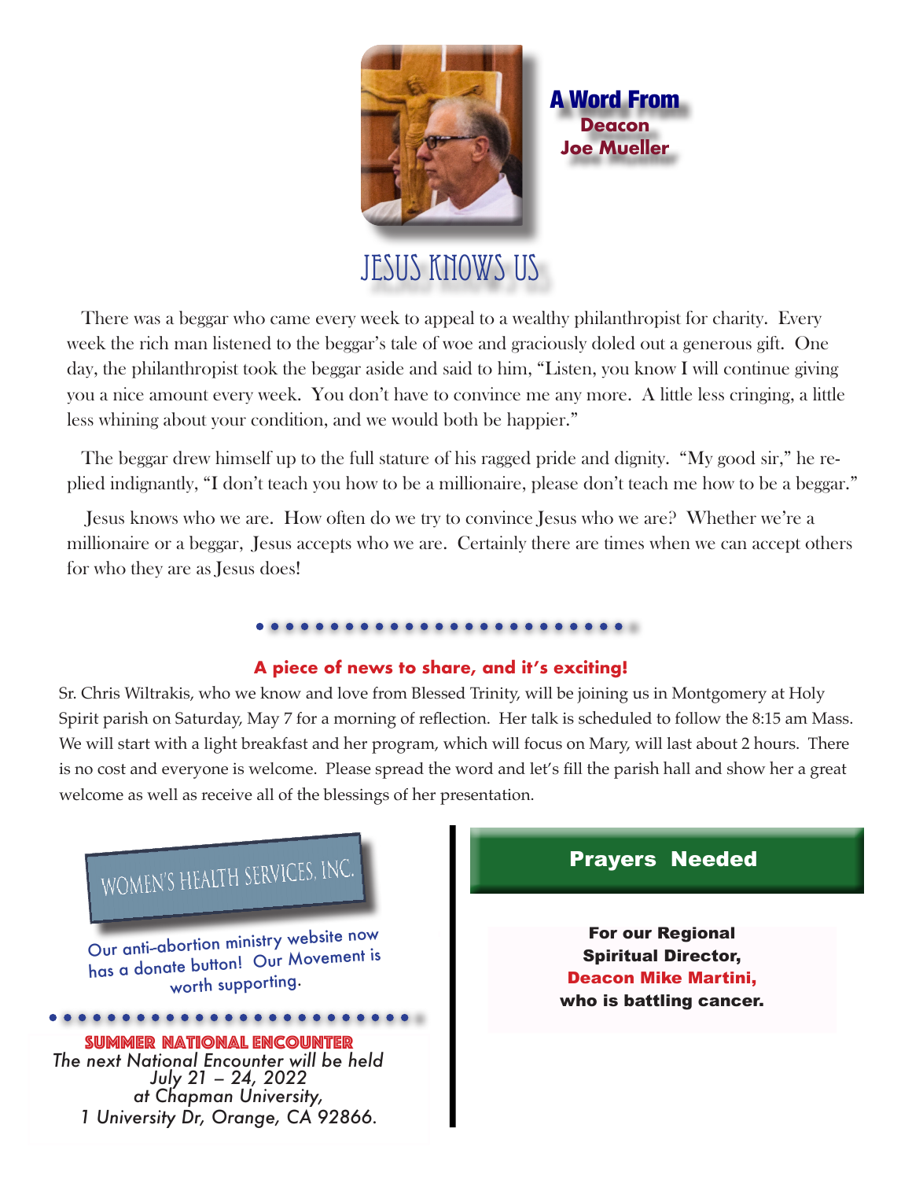## A Word From Deacon Joe Mueller

# JESUS KNOWS US

There was a beggar who came every week to appeal to a wealthy philanthropist for charity. Every week the rich man listened to the beggar's tale of woe and graciously doled out a generous gift. One day, the philanthropist took the beggar aside and said to him, "Listen, you know I will continue giving you a nice amount every week. You don't have to convince me any more. A little less cringing, a little less whining about your condition, and we would both be happier."

The beggar drew himself up to the full stature of his ragged pride and dignity. "My good sir," he replied indignantly, "I don't teach you how to be a millionaire, please don't teach me how to be a beggar."

Jesus knows who we are. How often do we try to convince Jesus who we are? Whether we're a millionaire or a beggar, Jesus accepts who we are. Certainly there are times when we can accept others for who they are as Jesus does!

---

### A piece of news to share, and it's exciting!

Sr. Chris Wiltrakis, who we know and love from Blessed Trinity, will be joining us in Montgomery at Holy Spirit parish on Saturday, May 7 for a morning of reflection. Her talk is scheduled to follow the 8:15 am Mass. We will start with a light breakfast and her program, which will focus on Mary, will last about 2 hours. There is no cost and everyone is welcome. Please spread the word and let's fill the parish hall and show her a great welcome as well as receive all of the blessings of her presentation.

### WOMEN'S HEALTH SERVICES, INC.

Our anti-abortion ministry website now has a donate button! Our Movement is worth supporting.

---

### SUMMER NATIONAL ENCOUNTER

*The next National Encounter will be held July 21 – 24, 2022 at Chapman University, 1 University Dr, Orange, CA 92866.*

### Prayers Needed

**For our Regional Spiritual Director, Deacon Mike Martini, who is battling cancer.**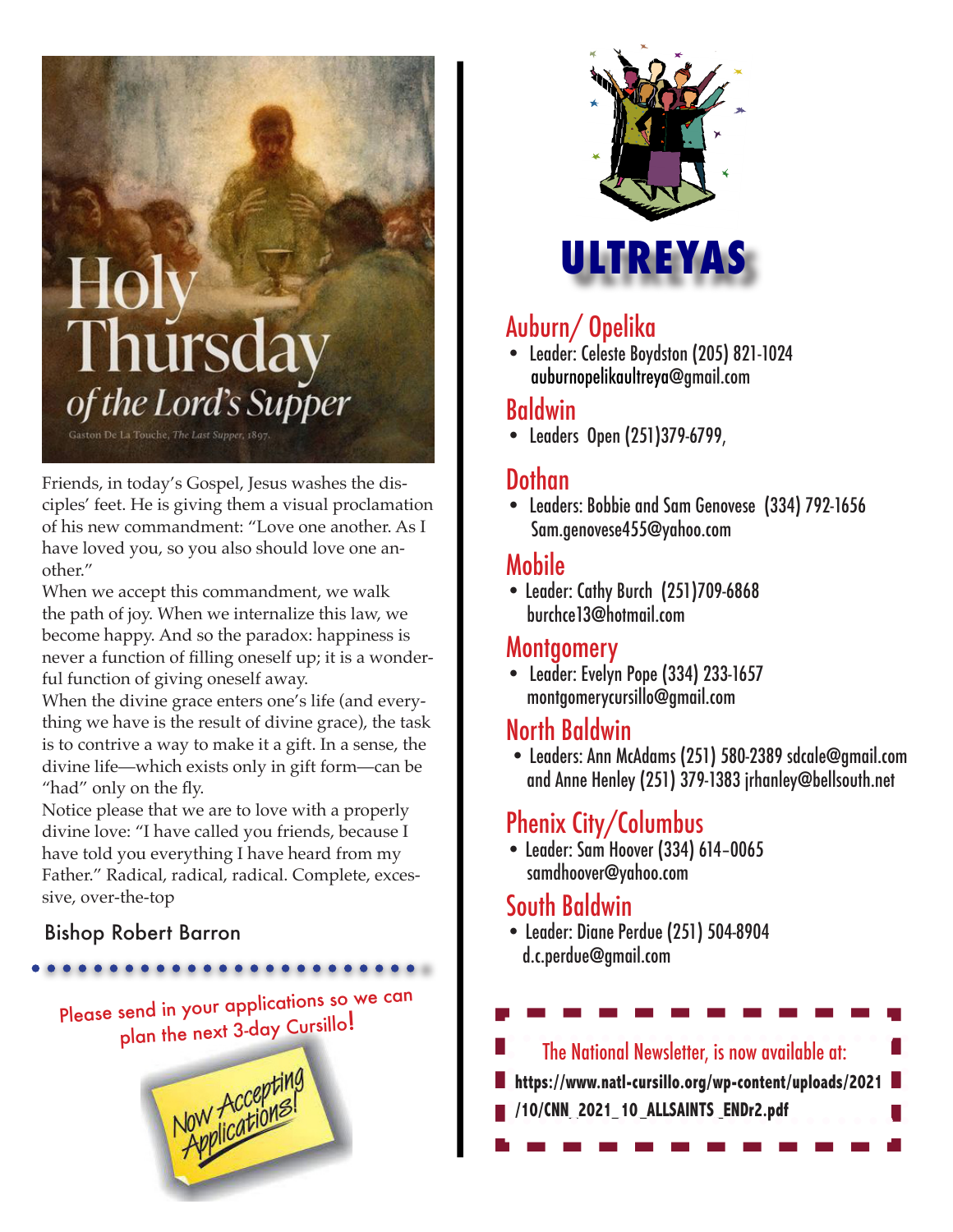# Holy Thursday *of the Lord's Supper*

Gaston De La Touche, *The Last Supper*, 1897.

Friends, in today's Gospel, Jesus washes the disciples' feet. He is giving them a visual proclamation of his new commandment: "Love one another. As I have loved you, so you also should love one another."

When we accept this commandment, we walk the path of joy. When we internalize this law, we become happy. And so the paradox: happiness is never a function of filling oneself up; it is a wonderful function of giving oneself away.

When the divine grace enters one's life (and everything we have is the result of divine grace), the task is to contrive a way to make it a gift. In a sense, the divine life—which exists only in gift form—can be "had" only on the fly.

Notice please that we are to love with a properly divine love: "I have called you friends, because I have told you everything I have heard from my Father." Radical, radical, radical. Complete, excessive, over-the-top

Bishop Robert Barron

Please send in your applications so we can plan the next 3-day Cursillo!

Now Accepting Applications!

# ULTREYAS

## Auburn/ Opelika

- Leader: Celeste Boydston (205) 821-1024 auburnopelikaultreya@gmail.com

## Baldwin

- Leaders Open (251)379-6799,

## Dothan

- Leaders: Bobbie and Sam Genovese (334) 792-1656 Sam.genovese455@yahoo.com

## Mobile

- Leader: Cathy Burch (251)709-6868 burchce13@hotmail.com

## Montgomery

- Leader: Evelyn Pope (334) 233-1657 montgomerycursillo@gmail.com

## North Baldwin

- Leaders: Ann McAdams (251) 580-2389 sdcale@gmail.com and Anne Henley (251) 379-1383 jrhanley@bellsouth.net

## Phenix City/Columbus

- Leader: Sam Hoover (334) 614-0065 samdhoover@yahoo.com

## South Baldwin

- Leader: Diane Perdue (251) 504-8904 d.c.perdue@gmail.com

The National Newsletter, is now available at:

**https://www.natl-cursillo.org/wp-content/uploads/2021/10/CNN_2021_10_ALLSAINTS_ENDr2.pdf**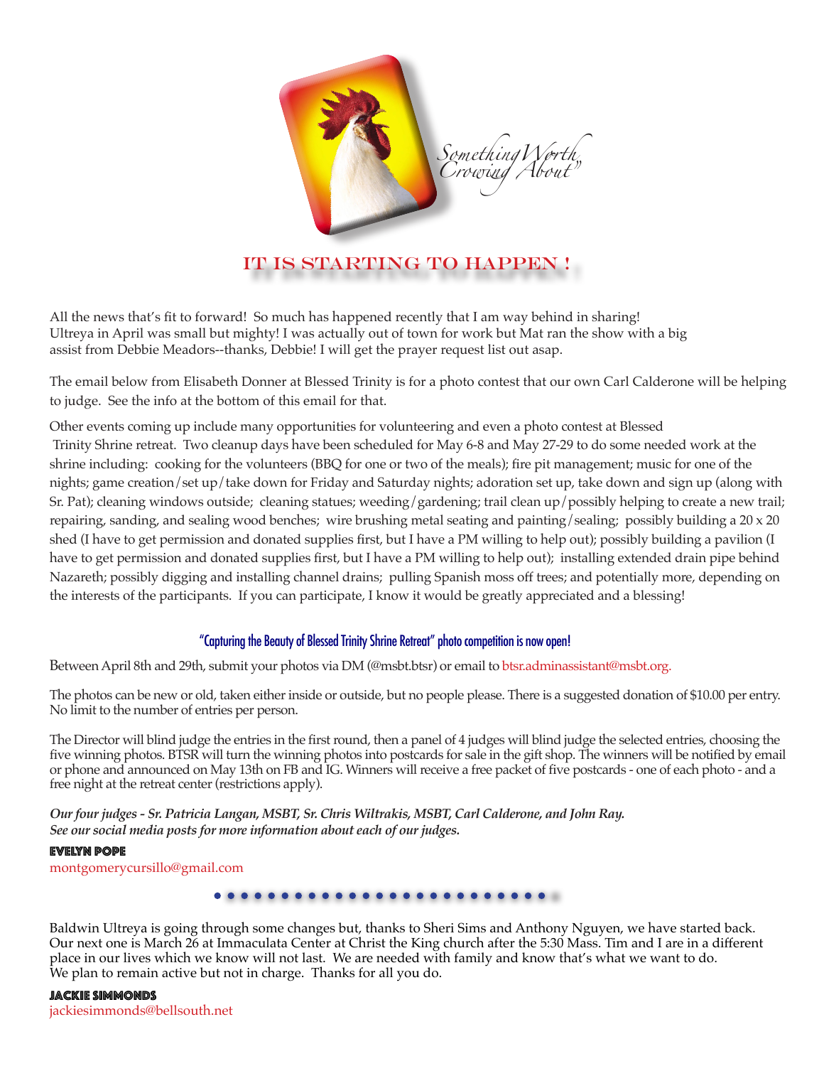Something Worth Crowing About"

# IT IS STARTING TO HAPPEN !

All the news that's fit to forward! So much has happened recently that I am way behind in sharing! Ultreya in April was small but mighty! I was actually out of town for work but Mat ran the show with a big assist from Debbie Meadors--thanks, Debbie! I will get the prayer request list out asap.

The email below from Elisabeth Donner at Blessed Trinity is for a photo contest that our own Carl Calderone will be helping to judge. See the info at the bottom of this email for that.

Other events coming up include many opportunities for volunteering and even a photo contest at Blessed Trinity Shrine retreat. Two cleanup days have been scheduled for May 6-8 and May 27-29 to do some needed work at the shrine including: cooking for the volunteers (BBQ for one or two of the meals); fire pit management; music for one of the nights; game creation/set up/take down for Friday and Saturday nights; adoration set up, take down and sign up (along with Sr. Pat); cleaning windows outside; cleaning statues; weeding/gardening; trail clean up/possibly helping to create a new trail; repairing, sanding, and sealing wood benches; wire brushing metal seating and painting/sealing; possibly building a 20 x 20 shed (I have to get permission and donated supplies first, but I have a PM willing to help out); possibly building a pavilion (I have to get permission and donated supplies first, but I have a PM willing to help out); installing extended drain pipe behind Nazareth; possibly digging and installing channel drains; pulling Spanish moss off trees; and potentially more, depending on the interests of the participants. If you can participate, I know it would be greatly appreciated and a blessing!

### "Capturing the Beauty of Blessed Trinity Shrine Retreat" photo competition is now open!

Between April 8th and 29th, submit your photos via DM (@msbt.btsr) or email to btsr.adminassistant@msbt.org.

The photos can be new or old, taken either inside or outside, but no people please. There is a suggested donation of $10.00 per entry. No limit to the number of entries per person.

The Director will blind judge the entries in the first round, then a panel of 4 judges will blind judge the selected entries, choosing the five winning photos. BTSR will turn the winning photos into postcards for sale in the gift shop. The winners will be notified by email or phone and announced on May 13th on FB and IG. Winners will receive a free packet of five postcards - one of each photo - and a free night at the retreat center (restrictions apply).

***Our four judges - Sr. Patricia Langan, MSBT, Sr. Chris Wiltrakis, MSBT, Carl Calderone, and John Ray.***
***See our social media posts for more information about each of our judges.***

**EVELYN POPE**
montgomerycursillo@gmail.com

---

Baldwin Ultreya is going through some changes but, thanks to Sheri Sims and Anthony Nguyen, we have started back. Our next one is March 26 at Immaculata Center at Christ the King church after the 5:30 Mass. Tim and I are in a different place in our lives which we know will not last. We are needed with family and know that's what we want to do. We plan to remain active but not in charge. Thanks for all you do.

**JACKIE SIMMONDS**
jackiesimmonds@bellsouth.net